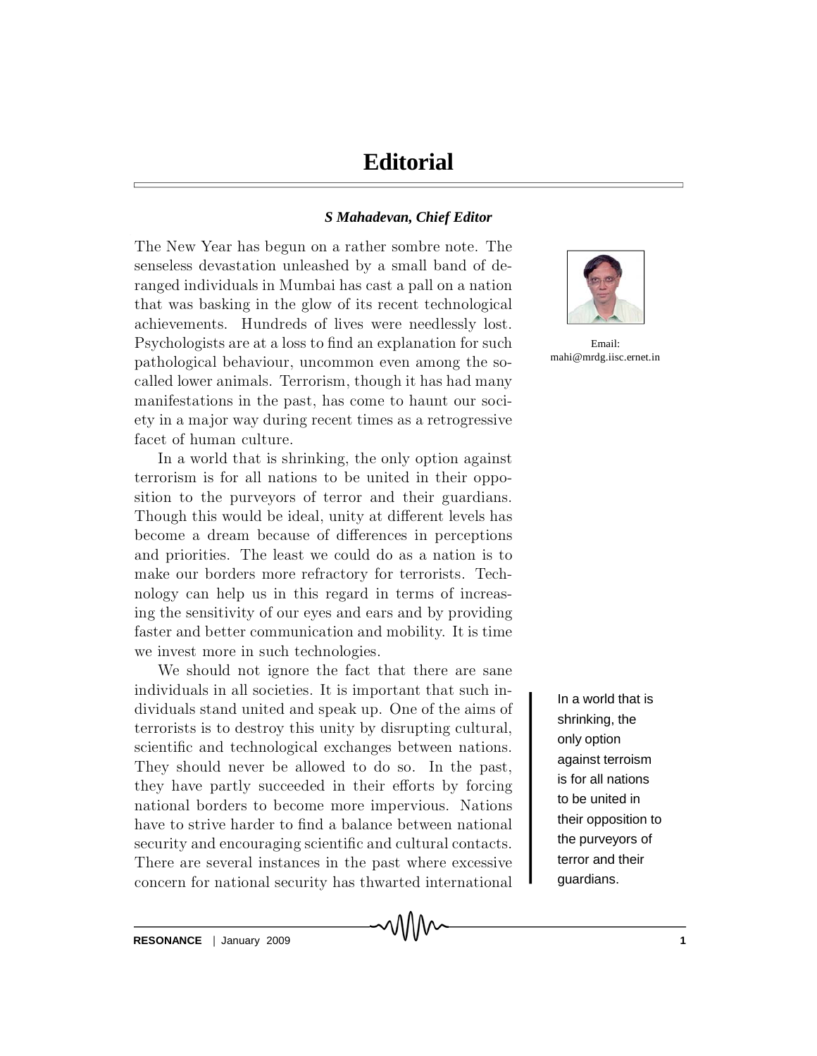# Editorial

***S Mahadevan, Chief Editor***

Email: mahi@mrdg.iisc.ernet.in

The New Year has begun on a rather sombre note. The senseless devastation unleashed by a small band of deranged individuals in Mumbai has cast a pall on a nation that was basking in the glow of its recent technological achievements. Hundreds of lives were needlessly lost. Psychologists are at a loss to find an explanation for such pathological behaviour, uncommon even among the so-called lower animals. Terrorism, though it has had many manifestations in the past, has come to haunt our society in a major way during recent times as a retrogressive facet of human culture.

In a world that is shrinking, the only option against terrorism is for all nations to be united in their opposition to the purveyors of terror and their guardians. Though this would be ideal, unity at different levels has become a dream because of differences in perceptions and priorities. The least we could do as a nation is to make our borders more refractory for terrorists. Technology can help us in this regard in terms of increasing the sensitivity of our eyes and ears and by providing faster and better communication and mobility. It is time we invest more in such technologies.

We should not ignore the fact that there are sane individuals in all societies. It is important that such individuals stand united and speak up. One of the aims of terrorists is to destroy this unity by disrupting cultural, scientific and technological exchanges between nations. They should never be allowed to do so. In the past, they have partly succeeded in their efforts by forcing national borders to become more impervious. Nations have to strive harder to find a balance between national security and encouraging scientific and cultural contacts. There are several instances in the past where excessive concern for national security has thwarted international

> In a world that is shrinking, the only option against terroism is for all nations to be united in their opposition to the purveyors of terror and their guardians.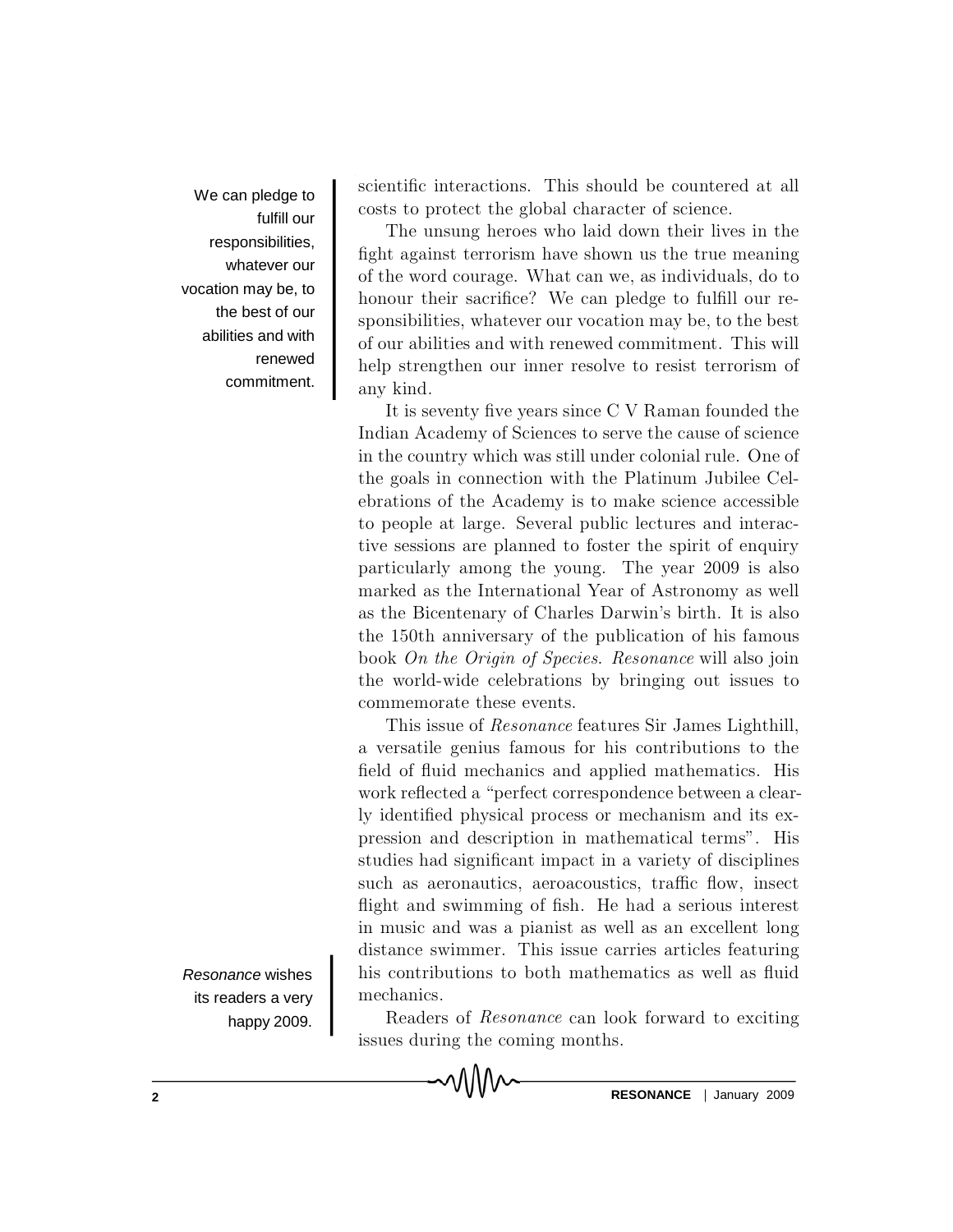We can pledge to fulfill our responsibilities, whatever our vocation may be, to the best of our abilities and with renewed commitment.

scientific interactions. This should be countered at all costs to protect the global character of science.

The unsung heroes who laid down their lives in the fight against terrorism have shown us the true meaning of the word courage. What can we, as individuals, do to honour their sacrifice? We can pledge to fulfill our responsibilities, whatever our vocation may be, to the best of our abilities and with renewed commitment. This will help strengthen our inner resolve to resist terrorism of any kind.

It is seventy five years since C V Raman founded the Indian Academy of Sciences to serve the cause of science in the country which was still under colonial rule. One of the goals in connection with the Platinum Jubilee Celebrations of the Academy is to make science accessible to people at large. Several public lectures and interactive sessions are planned to foster the spirit of enquiry particularly among the young. The year 2009 is also marked as the International Year of Astronomy as well as the Bicentenary of Charles Darwin's birth. It is also the 150th anniversary of the publication of his famous book *On the Origin of Species*. *Resonance* will also join the world-wide celebrations by bringing out issues to commemorate these events.

This issue of *Resonance* features Sir James Lighthill, a versatile genius famous for his contributions to the field of fluid mechanics and applied mathematics. His work reflected a "perfect correspondence between a clearly identified physical process or mechanism and its expression and description in mathematical terms". His studies had significant impact in a variety of disciplines such as aeronautics, aeroacoustics, traffic flow, insect flight and swimming of fish. He had a serious interest in music and was a pianist as well as an excellent long distance swimmer. This issue carries articles featuring his contributions to both mathematics as well as fluid mechanics.

*Resonance* wishes its readers a very happy 2009.

Readers of *Resonance* can look forward to exciting issues during the coming months.